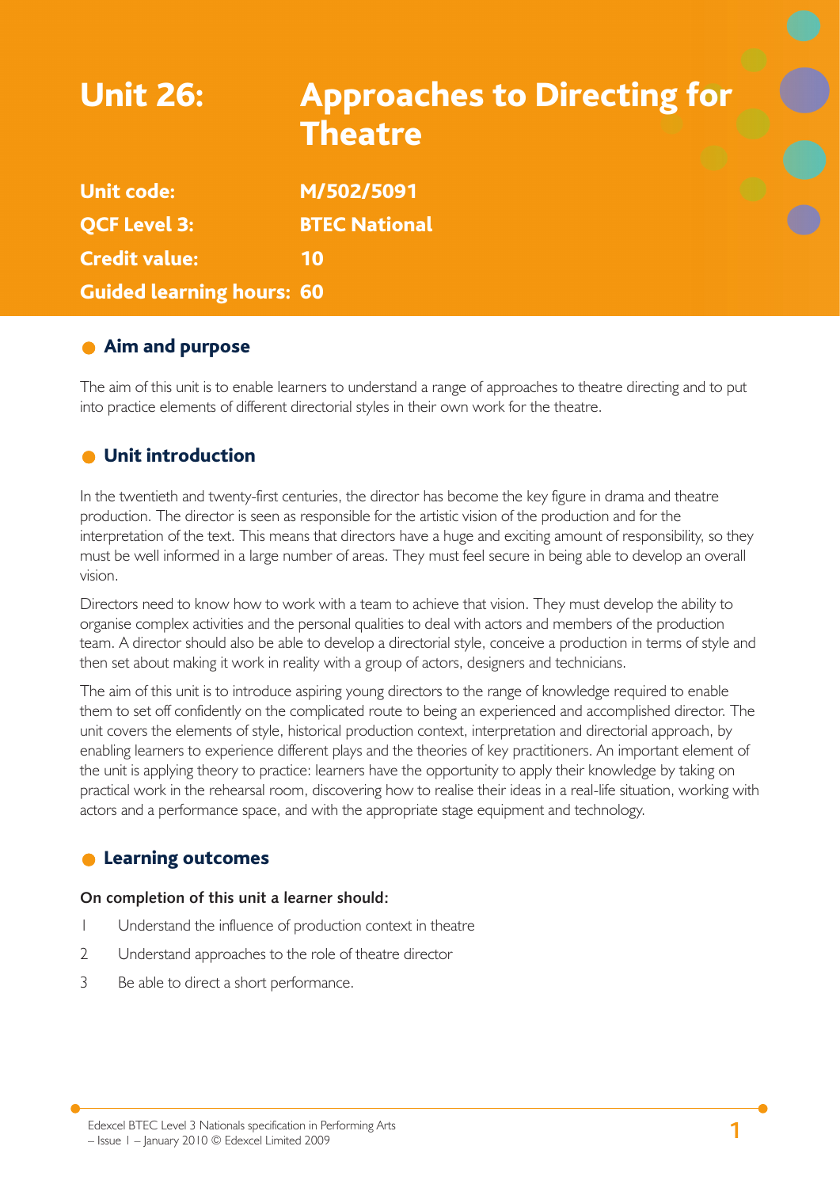# Unit 26: Approaches to Directing for Theatre

**Unit code:** M/502/5091

**QCF Level 3:** BTEC National

**Credit value:** 10

**Guided learning hours:** 60

## Aim and purpose

The aim of this unit is to enable learners to understand a range of approaches to theatre directing and to put into practice elements of different directorial styles in their own work for the theatre.

## Unit introduction

In the twentieth and twenty-first centuries, the director has become the key figure in drama and theatre production. The director is seen as responsible for the artistic vision of the production and for the interpretation of the text. This means that directors have a huge and exciting amount of responsibility, so they must be well informed in a large number of areas. They must feel secure in being able to develop an overall vision.

Directors need to know how to work with a team to achieve that vision. They must develop the ability to organise complex activities and the personal qualities to deal with actors and members of the production team. A director should also be able to develop a directorial style, conceive a production in terms of style and then set about making it work in reality with a group of actors, designers and technicians.

The aim of this unit is to introduce aspiring young directors to the range of knowledge required to enable them to set off confidently on the complicated route to being an experienced and accomplished director. The unit covers the elements of style, historical production context, interpretation and directorial approach, by enabling learners to experience different plays and the theories of key practitioners. An important element of the unit is applying theory to practice: learners have the opportunity to apply their knowledge by taking on practical work in the rehearsal room, discovering how to realise their ideas in a real-life situation, working with actors and a performance space, and with the appropriate stage equipment and technology.

## Learning outcomes

**On completion of this unit a learner should:**

1. Understand the influence of production context in theatre
2. Understand approaches to the role of theatre director
3. Be able to direct a short performance.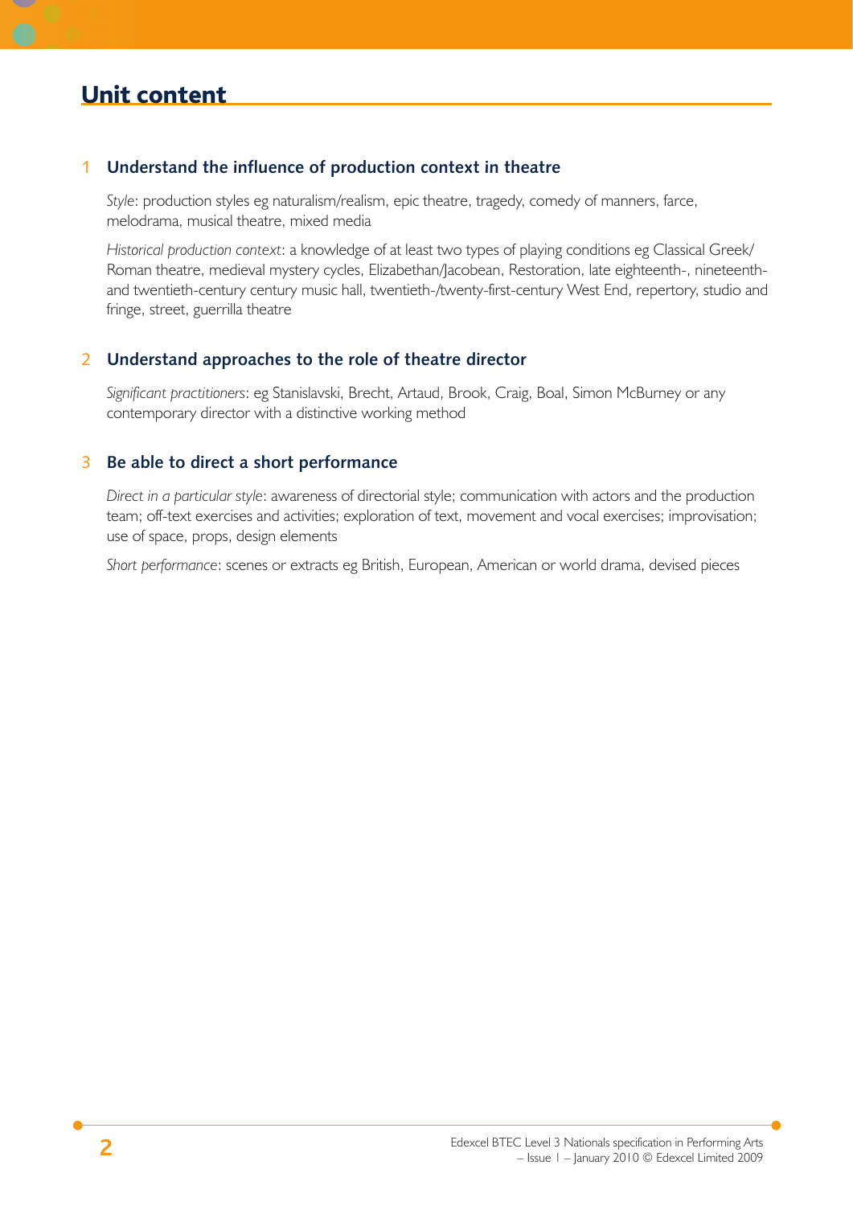## Unit content

### 1 Understand the influence of production context in theatre

*Style*: production styles eg naturalism/realism, epic theatre, tragedy, comedy of manners, farce, melodrama, musical theatre, mixed media

*Historical production context*: a knowledge of at least two types of playing conditions eg Classical Greek/Roman theatre, medieval mystery cycles, Elizabethan/Jacobean, Restoration, late eighteenth-, nineteenth- and twentieth-century century music hall, twentieth-/twenty-first-century West End, repertory, studio and fringe, street, guerrilla theatre

### 2 Understand approaches to the role of theatre director

*Significant practitioners*: eg Stanislavski, Brecht, Artaud, Brook, Craig, Boal, Simon McBurney or any contemporary director with a distinctive working method

### 3 Be able to direct a short performance

*Direct in a particular style*: awareness of directorial style; communication with actors and the production team; off-text exercises and activities; exploration of text, movement and vocal exercises; improvisation; use of space, props, design elements

*Short performance*: scenes or extracts eg British, European, American or world drama, devised pieces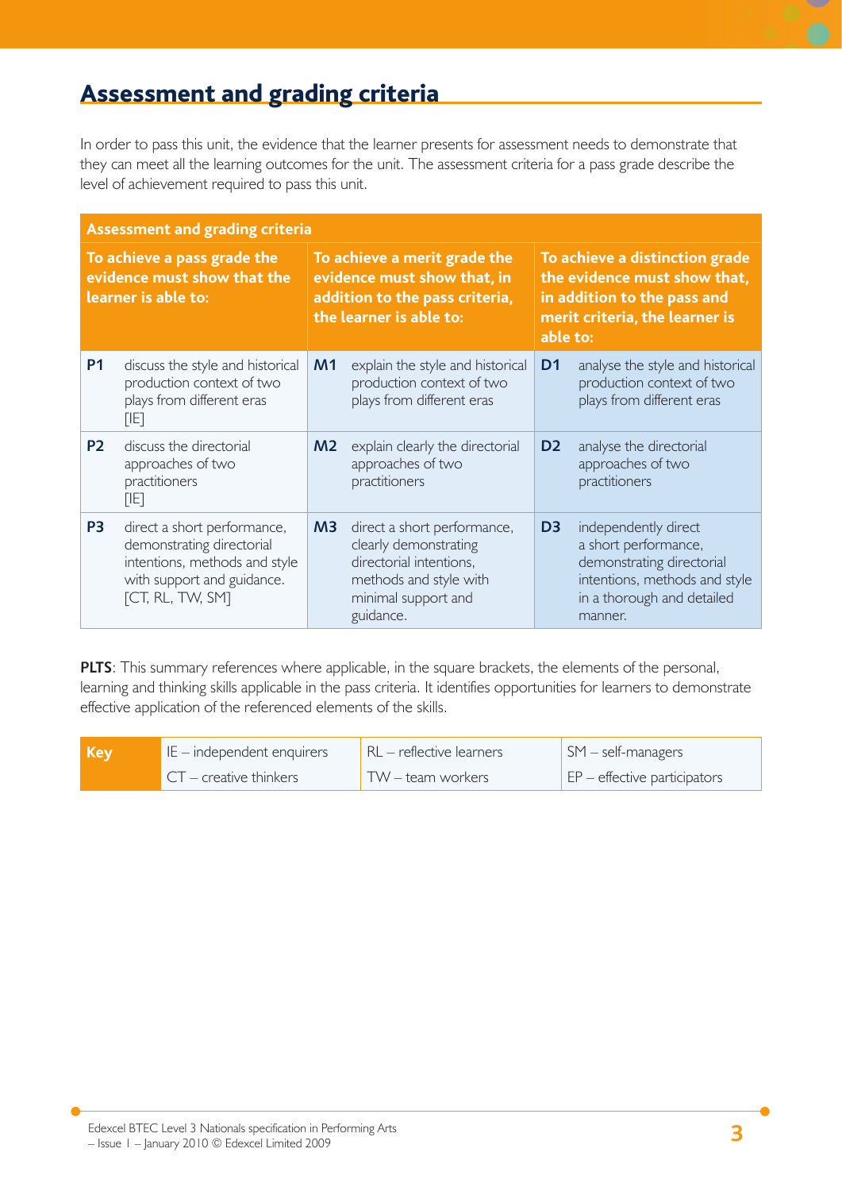## Assessment and grading criteria

In order to pass this unit, the evidence that the learner presents for assessment needs to demonstrate that they can meet all the learning outcomes for the unit. The assessment criteria for a pass grade describe the level of achievement required to pass this unit.

| **Assessment and grading criteria** | | | | | |
|---|---|---|---|---|---|
| **To achieve a pass grade the evidence must show that the learner is able to:** | | **To achieve a merit grade the evidence must show that, in addition to the pass criteria, the learner is able to:** | | **To achieve a distinction grade the evidence must show that, in addition to the pass and merit criteria, the learner is able to:** | |
| **P1** | discuss the style and historical production context of two plays from different eras [IE] | **M1** | explain the style and historical production context of two plays from different eras | **D1** | analyse the style and historical production context of two plays from different eras |
| **P2** | discuss the directorial approaches of two practitioners [IE] | **M2** | explain clearly the directorial approaches of two practitioners | **D2** | analyse the directorial approaches of two practitioners |
| **P3** | direct a short performance, demonstrating directorial intentions, methods and style with support and guidance. [CT, RL, TW, SM] | **M3** | direct a short performance, clearly demonstrating directorial intentions, methods and style with minimal support and guidance. | **D3** | independently direct a short performance, demonstrating directorial intentions, methods and style in a thorough and detailed manner. |

**PLTS**: This summary references where applicable, in the square brackets, the elements of the personal, learning and thinking skills applicable in the pass criteria. It identifies opportunities for learners to demonstrate effective application of the referenced elements of the skills.

| **Key** | IE – independent enquirers | RL – reflective learners | SM – self-managers |
|---|---|---|---|
| | CT – creative thinkers | TW – team workers | EP – effective participators |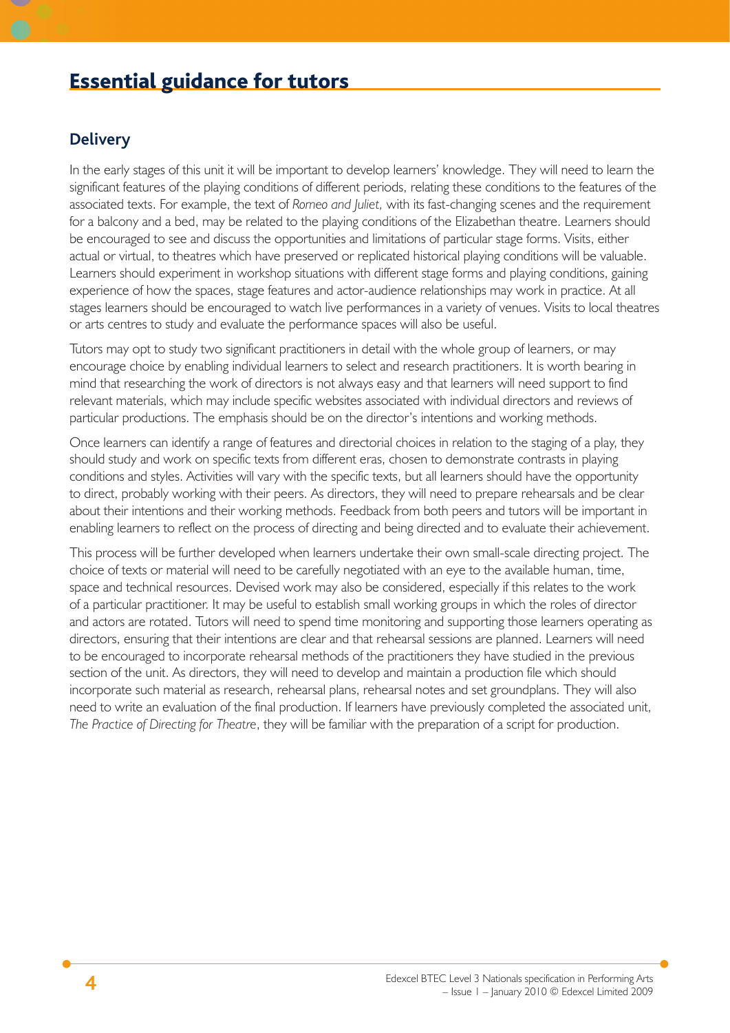# Essential guidance for tutors

## Delivery

In the early stages of this unit it will be important to develop learners' knowledge. They will need to learn the significant features of the playing conditions of different periods, relating these conditions to the features of the associated texts. For example, the text of *Romeo and Juliet,* with its fast-changing scenes and the requirement for a balcony and a bed, may be related to the playing conditions of the Elizabethan theatre. Learners should be encouraged to see and discuss the opportunities and limitations of particular stage forms. Visits, either actual or virtual, to theatres which have preserved or replicated historical playing conditions will be valuable. Learners should experiment in workshop situations with different stage forms and playing conditions, gaining experience of how the spaces, stage features and actor-audience relationships may work in practice. At all stages learners should be encouraged to watch live performances in a variety of venues. Visits to local theatres or arts centres to study and evaluate the performance spaces will also be useful.

Tutors may opt to study two significant practitioners in detail with the whole group of learners, or may encourage choice by enabling individual learners to select and research practitioners. It is worth bearing in mind that researching the work of directors is not always easy and that learners will need support to find relevant materials, which may include specific websites associated with individual directors and reviews of particular productions. The emphasis should be on the director's intentions and working methods.

Once learners can identify a range of features and directorial choices in relation to the staging of a play, they should study and work on specific texts from different eras, chosen to demonstrate contrasts in playing conditions and styles. Activities will vary with the specific texts, but all learners should have the opportunity to direct, probably working with their peers. As directors, they will need to prepare rehearsals and be clear about their intentions and their working methods. Feedback from both peers and tutors will be important in enabling learners to reflect on the process of directing and being directed and to evaluate their achievement.

This process will be further developed when learners undertake their own small-scale directing project. The choice of texts or material will need to be carefully negotiated with an eye to the available human, time, space and technical resources. Devised work may also be considered, especially if this relates to the work of a particular practitioner. It may be useful to establish small working groups in which the roles of director and actors are rotated. Tutors will need to spend time monitoring and supporting those learners operating as directors, ensuring that their intentions are clear and that rehearsal sessions are planned. Learners will need to be encouraged to incorporate rehearsal methods of the practitioners they have studied in the previous section of the unit. As directors, they will need to develop and maintain a production file which should incorporate such material as research, rehearsal plans, rehearsal notes and set groundplans. They will also need to write an evaluation of the final production. If learners have previously completed the associated unit, *The Practice of Directing for Theatre*, they will be familiar with the preparation of a script for production.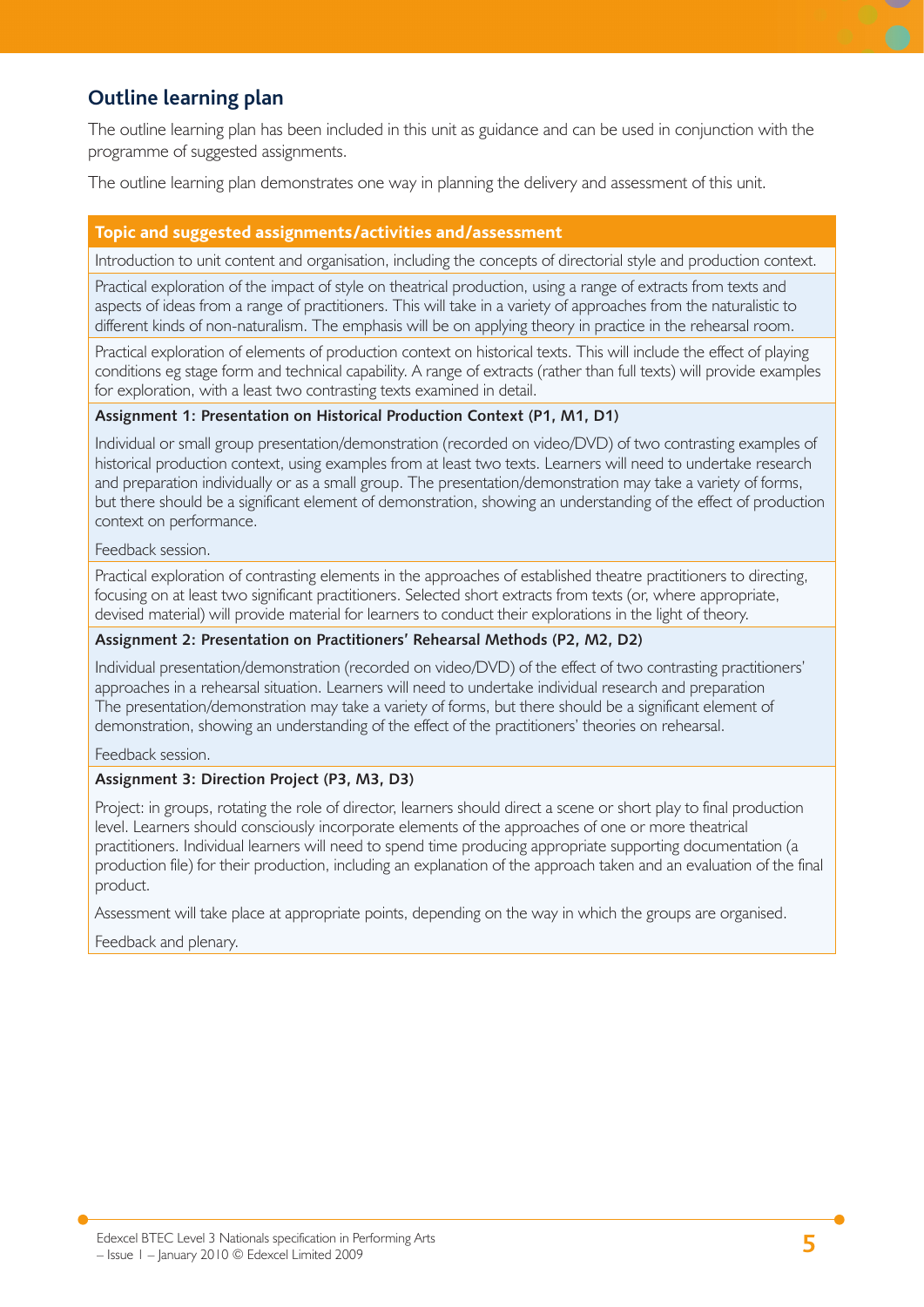## Outline learning plan

The outline learning plan has been included in this unit as guidance and can be used in conjunction with the programme of suggested assignments.

The outline learning plan demonstrates one way in planning the delivery and assessment of this unit.

| Topic and suggested assignments/activities and/assessment |
|---|
| Introduction to unit content and organisation, including the concepts of directorial style and production context. |
| Practical exploration of the impact of style on theatrical production, using a range of extracts from texts and aspects of ideas from a range of practitioners. This will take in a variety of approaches from the naturalistic to different kinds of non-naturalism. The emphasis will be on applying theory in practice in the rehearsal room. |
| Practical exploration of elements of production context on historical texts. This will include the effect of playing conditions eg stage form and technical capability. A range of extracts (rather than full texts) will provide examples for exploration, with a least two contrasting texts examined in detail. |
| **Assignment 1: Presentation on Historical Production Context (P1, M1, D1)**<br><br>Individual or small group presentation/demonstration (recorded on video/DVD) of two contrasting examples of historical production context, using examples from at least two texts. Learners will need to undertake research and preparation individually or as a small group. The presentation/demonstration may take a variety of forms, but there should be a significant element of demonstration, showing an understanding of the effect of production context on performance.<br><br>Feedback session. |
| Practical exploration of contrasting elements in the approaches of established theatre practitioners to directing, focusing on at least two significant practitioners. Selected short extracts from texts (or, where appropriate, devised material) will provide material for learners to conduct their explorations in the light of theory. |
| **Assignment 2: Presentation on Practitioners' Rehearsal Methods (P2, M2, D2)**<br><br>Individual presentation/demonstration (recorded on video/DVD) of the effect of two contrasting practitioners' approaches in a rehearsal situation. Learners will need to undertake individual research and preparation The presentation/demonstration may take a variety of forms, but there should be a significant element of demonstration, showing an understanding of the effect of the practitioners' theories on rehearsal.<br><br>Feedback session. |
| **Assignment 3: Direction Project (P3, M3, D3)**<br><br>Project: in groups, rotating the role of director, learners should direct a scene or short play to final production level. Learners should consciously incorporate elements of the approaches of one or more theatrical practitioners. Individual learners will need to spend time producing appropriate supporting documentation (a production file) for their production, including an explanation of the approach taken and an evaluation of the final product.<br><br>Assessment will take place at appropriate points, depending on the way in which the groups are organised.<br><br>Feedback and plenary. |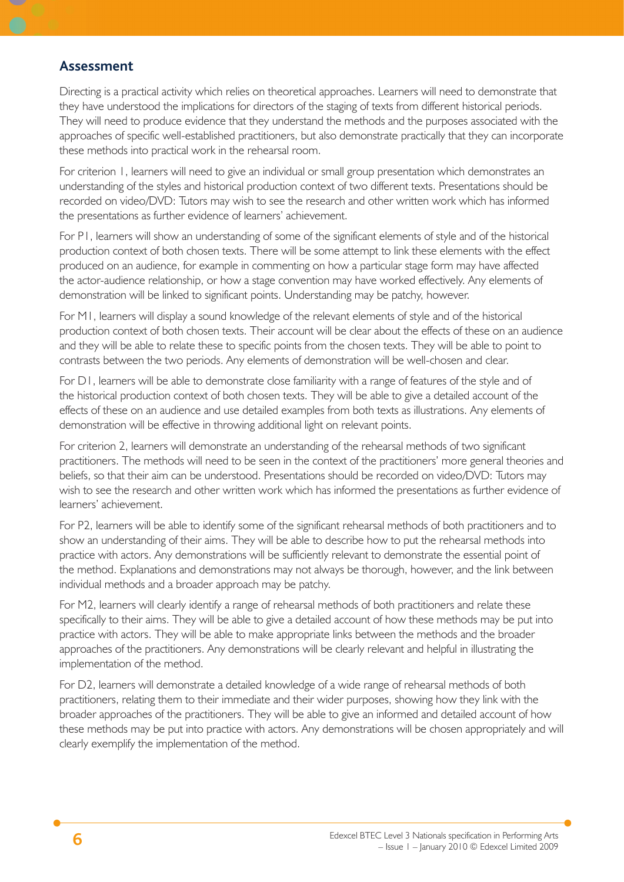## Assessment

Directing is a practical activity which relies on theoretical approaches. Learners will need to demonstrate that they have understood the implications for directors of the staging of texts from different historical periods. They will need to produce evidence that they understand the methods and the purposes associated with the approaches of specific well-established practitioners, but also demonstrate practically that they can incorporate these methods into practical work in the rehearsal room.

For criterion 1, learners will need to give an individual or small group presentation which demonstrates an understanding of the styles and historical production context of two different texts. Presentations should be recorded on video/DVD: Tutors may wish to see the research and other written work which has informed the presentations as further evidence of learners' achievement.

For P1, learners will show an understanding of some of the significant elements of style and of the historical production context of both chosen texts. There will be some attempt to link these elements with the effect produced on an audience, for example in commenting on how a particular stage form may have affected the actor-audience relationship, or how a stage convention may have worked effectively. Any elements of demonstration will be linked to significant points. Understanding may be patchy, however.

For M1, learners will display a sound knowledge of the relevant elements of style and of the historical production context of both chosen texts. Their account will be clear about the effects of these on an audience and they will be able to relate these to specific points from the chosen texts. They will be able to point to contrasts between the two periods. Any elements of demonstration will be well-chosen and clear.

For D1, learners will be able to demonstrate close familiarity with a range of features of the style and of the historical production context of both chosen texts. They will be able to give a detailed account of the effects of these on an audience and use detailed examples from both texts as illustrations. Any elements of demonstration will be effective in throwing additional light on relevant points.

For criterion 2, learners will demonstrate an understanding of the rehearsal methods of two significant practitioners. The methods will need to be seen in the context of the practitioners' more general theories and beliefs, so that their aim can be understood. Presentations should be recorded on video/DVD: Tutors may wish to see the research and other written work which has informed the presentations as further evidence of learners' achievement.

For P2, learners will be able to identify some of the significant rehearsal methods of both practitioners and to show an understanding of their aims. They will be able to describe how to put the rehearsal methods into practice with actors. Any demonstrations will be sufficiently relevant to demonstrate the essential point of the method. Explanations and demonstrations may not always be thorough, however, and the link between individual methods and a broader approach may be patchy.

For M2, learners will clearly identify a range of rehearsal methods of both practitioners and relate these specifically to their aims. They will be able to give a detailed account of how these methods may be put into practice with actors. They will be able to make appropriate links between the methods and the broader approaches of the practitioners. Any demonstrations will be clearly relevant and helpful in illustrating the implementation of the method.

For D2, learners will demonstrate a detailed knowledge of a wide range of rehearsal methods of both practitioners, relating them to their immediate and their wider purposes, showing how they link with the broader approaches of the practitioners. They will be able to give an informed and detailed account of how these methods may be put into practice with actors. Any demonstrations will be chosen appropriately and will clearly exemplify the implementation of the method.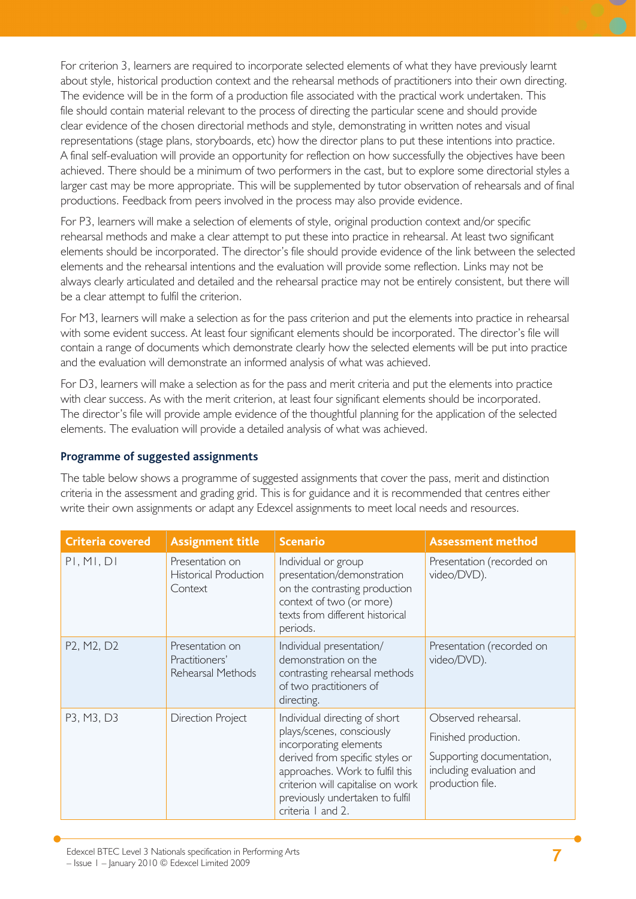For criterion 3, learners are required to incorporate selected elements of what they have previously learnt about style, historical production context and the rehearsal methods of practitioners into their own directing. The evidence will be in the form of a production file associated with the practical work undertaken. This file should contain material relevant to the process of directing the particular scene and should provide clear evidence of the chosen directorial methods and style, demonstrating in written notes and visual representations (stage plans, storyboards, etc) how the director plans to put these intentions into practice. A final self-evaluation will provide an opportunity for reflection on how successfully the objectives have been achieved. There should be a minimum of two performers in the cast, but to explore some directorial styles a larger cast may be more appropriate. This will be supplemented by tutor observation of rehearsals and of final productions. Feedback from peers involved in the process may also provide evidence.

For P3, learners will make a selection of elements of style, original production context and/or specific rehearsal methods and make a clear attempt to put these into practice in rehearsal. At least two significant elements should be incorporated. The director's file should provide evidence of the link between the selected elements and the rehearsal intentions and the evaluation will provide some reflection. Links may not be always clearly articulated and detailed and the rehearsal practice may not be entirely consistent, but there will be a clear attempt to fulfil the criterion.

For M3, learners will make a selection as for the pass criterion and put the elements into practice in rehearsal with some evident success. At least four significant elements should be incorporated. The director's file will contain a range of documents which demonstrate clearly how the selected elements will be put into practice and the evaluation will demonstrate an informed analysis of what was achieved.

For D3, learners will make a selection as for the pass and merit criteria and put the elements into practice with clear success. As with the merit criterion, at least four significant elements should be incorporated. The director's file will provide ample evidence of the thoughtful planning for the application of the selected elements. The evaluation will provide a detailed analysis of what was achieved.

### Programme of suggested assignments

The table below shows a programme of suggested assignments that cover the pass, merit and distinction criteria in the assessment and grading grid. This is for guidance and it is recommended that centres either write their own assignments or adapt any Edexcel assignments to meet local needs and resources.

| Criteria covered | Assignment title | Scenario | Assessment method |
|---|---|---|---|
| P1, M1, D1 | Presentation on Historical Production Context | Individual or group presentation/demonstration on the contrasting production context of two (or more) texts from different historical periods. | Presentation (recorded on video/DVD). |
| P2, M2, D2 | Presentation on Practitioners' Rehearsal Methods | Individual presentation/ demonstration on the contrasting rehearsal methods of two practitioners of directing. | Presentation (recorded on video/DVD). |
| P3, M3, D3 | Direction Project | Individual directing of short plays/scenes, consciously incorporating elements derived from specific styles or approaches. Work to fulfil this criterion will capitalise on work previously undertaken to fulfil criteria 1 and 2. | Observed rehearsal.<br>Finished production.<br>Supporting documentation, including evaluation and production file. |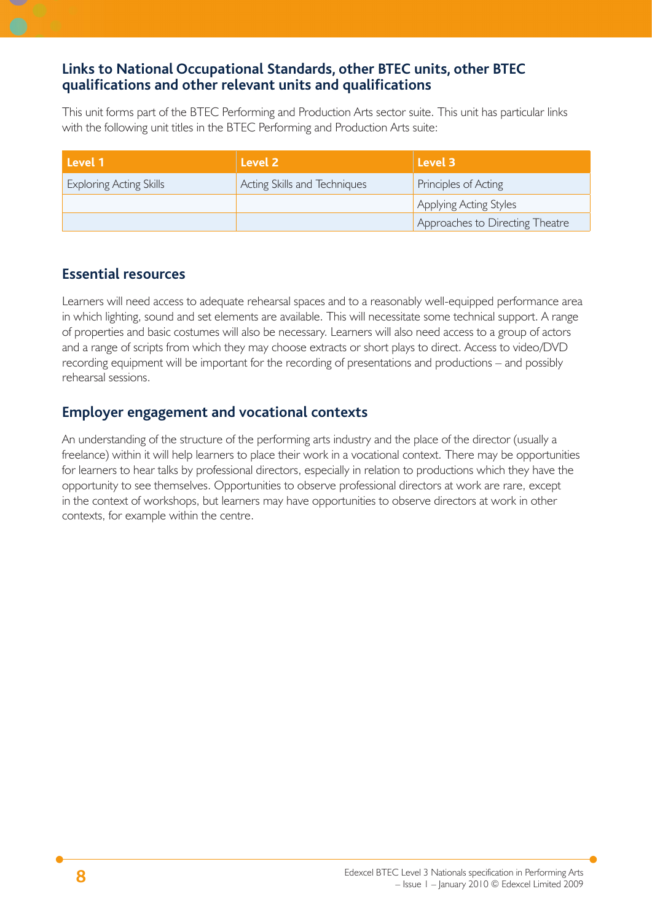## Links to National Occupational Standards, other BTEC units, other BTEC qualifications and other relevant units and qualifications

This unit forms part of the BTEC Performing and Production Arts sector suite. This unit has particular links with the following unit titles in the BTEC Performing and Production Arts suite:

| Level 1 | Level 2 | Level 3 |
|---|---|---|
| Exploring Acting Skills | Acting Skills and Techniques | Principles of Acting |
| | | Applying Acting Styles |
| | | Approaches to Directing Theatre |

## Essential resources

Learners will need access to adequate rehearsal spaces and to a reasonably well-equipped performance area in which lighting, sound and set elements are available. This will necessitate some technical support. A range of properties and basic costumes will also be necessary. Learners will also need access to a group of actors and a range of scripts from which they may choose extracts or short plays to direct. Access to video/DVD recording equipment will be important for the recording of presentations and productions – and possibly rehearsal sessions.

## Employer engagement and vocational contexts

An understanding of the structure of the performing arts industry and the place of the director (usually a freelance) within it will help learners to place their work in a vocational context. There may be opportunities for learners to hear talks by professional directors, especially in relation to productions which they have the opportunity to see themselves. Opportunities to observe professional directors at work are rare, except in the context of workshops, but learners may have opportunities to observe directors at work in other contexts, for example within the centre.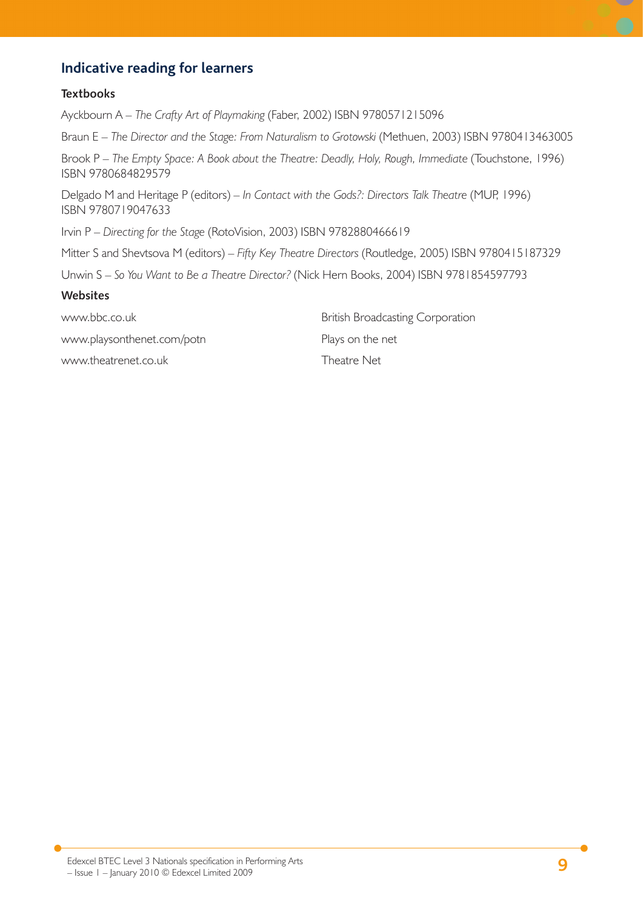## Indicative reading for learners

### Textbooks

Ayckbourn A – *The Crafty Art of Playmaking* (Faber, 2002) ISBN 9780571215096

Braun E – *The Director and the Stage: From Naturalism to Grotowski* (Methuen, 2003) ISBN 9780413463005

Brook P – *The Empty Space: A Book about the Theatre: Deadly, Holy, Rough, Immediate* (Touchstone, 1996) ISBN 9780684829579

Delgado M and Heritage P (editors) – *In Contact with the Gods?: Directors Talk Theatre* (MUP, 1996) ISBN 9780719047633

Irvin P – *Directing for the Stage* (RotoVision, 2003) ISBN 9782880466619

Mitter S and Shevtsova M (editors) – *Fifty Key Theatre Directors* (Routledge, 2005) ISBN 9780415187329

Unwin S – *So You Want to Be a Theatre Director?* (Nick Hern Books, 2004) ISBN 9781854597793

### Websites

| | |
|---|---|
| www.bbc.co.uk | British Broadcasting Corporation |
| www.playsonthenet.com/potn | Plays on the net |
| www.theatrenet.co.uk | Theatre Net |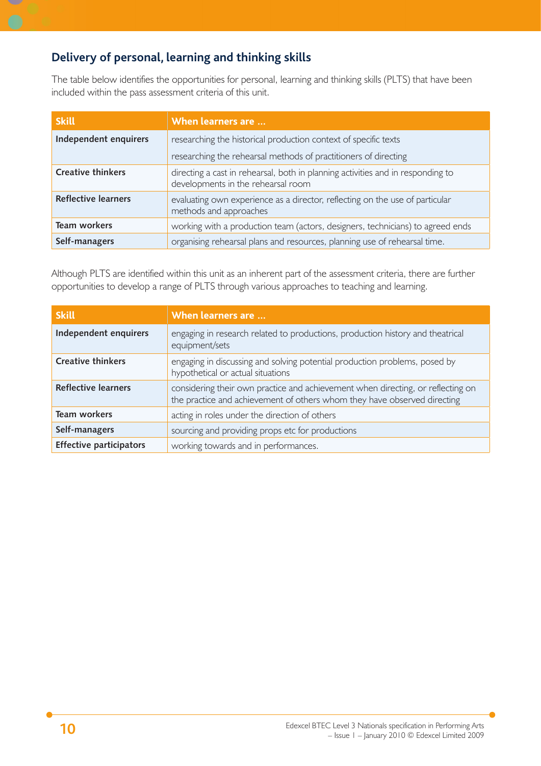## Delivery of personal, learning and thinking skills

The table below identifies the opportunities for personal, learning and thinking skills (PLTS) that have been included within the pass assessment criteria of this unit.

| Skill | When learners are … |
|---|---|
| **Independent enquirers** | researching the historical production context of specific texts<br>researching the rehearsal methods of practitioners of directing |
| **Creative thinkers** | directing a cast in rehearsal, both in planning activities and in responding to developments in the rehearsal room |
| **Reflective learners** | evaluating own experience as a director, reflecting on the use of particular methods and approaches |
| **Team workers** | working with a production team (actors, designers, technicians) to agreed ends |
| **Self-managers** | organising rehearsal plans and resources, planning use of rehearsal time. |

Although PLTS are identified within this unit as an inherent part of the assessment criteria, there are further opportunities to develop a range of PLTS through various approaches to teaching and learning.

| Skill | When learners are … |
|---|---|
| **Independent enquirers** | engaging in research related to productions, production history and theatrical equipment/sets |
| **Creative thinkers** | engaging in discussing and solving potential production problems, posed by hypothetical or actual situations |
| **Reflective learners** | considering their own practice and achievement when directing, or reflecting on the practice and achievement of others whom they have observed directing |
| **Team workers** | acting in roles under the direction of others |
| **Self-managers** | sourcing and providing props etc for productions |
| **Effective participators** | working towards and in performances. |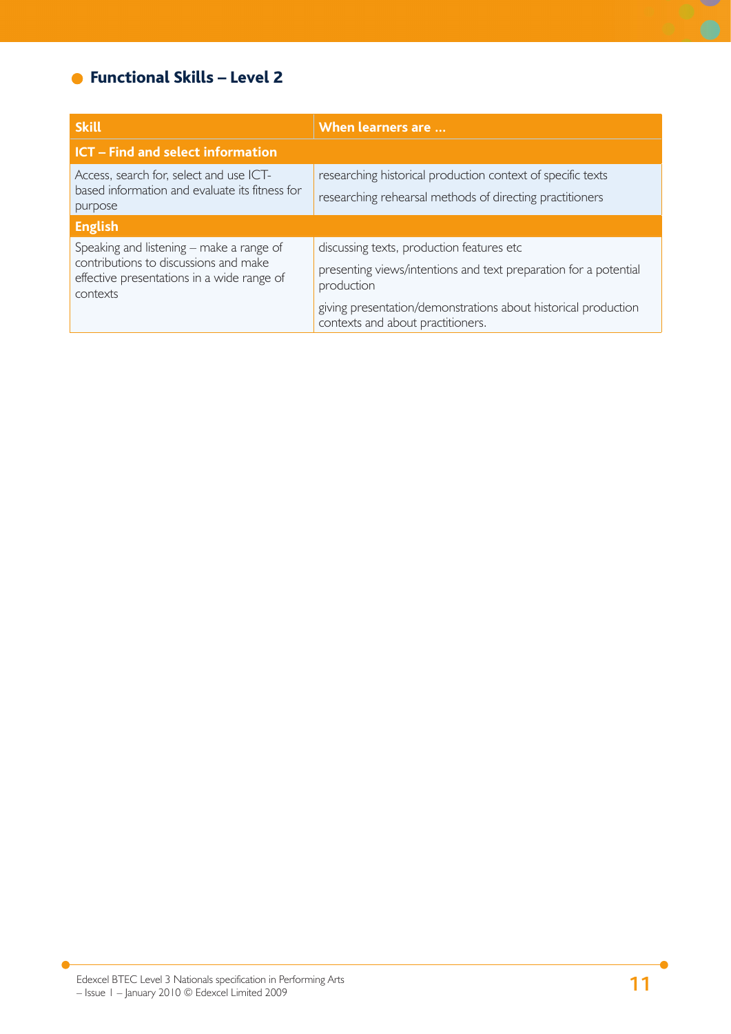## Functional Skills – Level 2

| Skill | When learners are … |
|---|---|
| **ICT – Find and select information** | |
| Access, search for, select and use ICT-based information and evaluate its fitness for purpose | researching historical production context of specific texts<br>researching rehearsal methods of directing practitioners |
| **English** | |
| Speaking and listening – make a range of contributions to discussions and make effective presentations in a wide range of contexts | discussing texts, production features etc<br>presenting views/intentions and text preparation for a potential production<br>giving presentation/demonstrations about historical production contexts and about practitioners. |